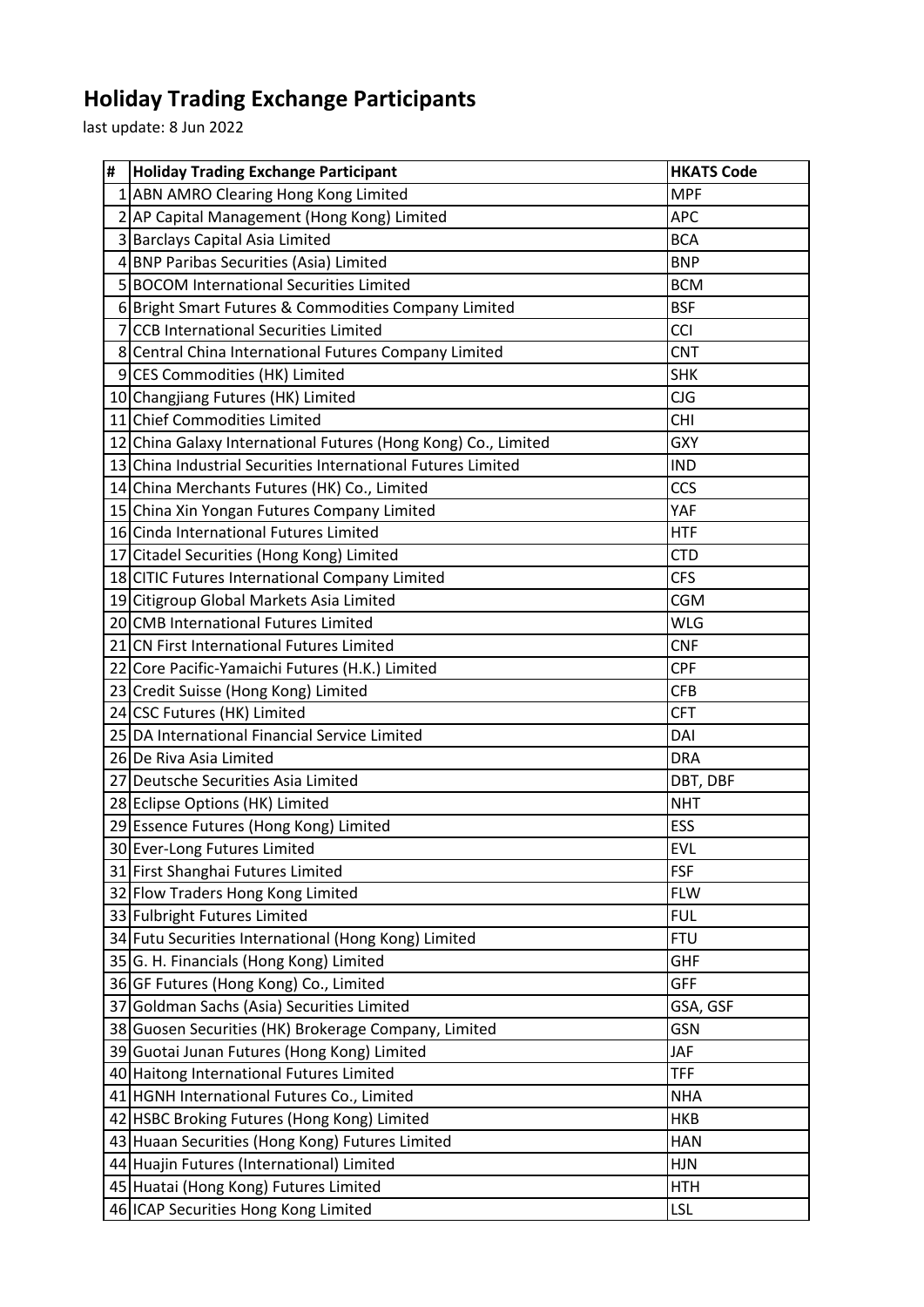# Holiday Trading Exchange Participants

last update: 8 Jun 2022

| # | Holiday Trading Exchange Participant | HKATS Code |
|---|---|---|
| 1 | ABN AMRO Clearing Hong Kong Limited | MPF |
| 2 | AP Capital Management (Hong Kong) Limited | APC |
| 3 | Barclays Capital Asia Limited | BCA |
| 4 | BNP Paribas Securities (Asia) Limited | BNP |
| 5 | BOCOM International Securities Limited | BCM |
| 6 | Bright Smart Futures & Commodities Company Limited | BSF |
| 7 | CCB International Securities Limited | CCI |
| 8 | Central China International Futures Company Limited | CNT |
| 9 | CES Commodities (HK) Limited | SHK |
| 10 | Changjiang Futures (HK) Limited | CJG |
| 11 | Chief Commodities Limited | CHI |
| 12 | China Galaxy International Futures (Hong Kong) Co., Limited | GXY |
| 13 | China Industrial Securities International Futures Limited | IND |
| 14 | China Merchants Futures (HK) Co., Limited | CCS |
| 15 | China Xin Yongan Futures Company Limited | YAF |
| 16 | Cinda International Futures Limited | HTF |
| 17 | Citadel Securities (Hong Kong) Limited | CTD |
| 18 | CITIC Futures International Company Limited | CFS |
| 19 | Citigroup Global Markets Asia Limited | CGM |
| 20 | CMB International Futures Limited | WLG |
| 21 | CN First International Futures Limited | CNF |
| 22 | Core Pacific-Yamaichi Futures (H.K.) Limited | CPF |
| 23 | Credit Suisse (Hong Kong) Limited | CFB |
| 24 | CSC Futures (HK) Limited | CFT |
| 25 | DA International Financial Service Limited | DAI |
| 26 | De Riva Asia Limited | DRA |
| 27 | Deutsche Securities Asia Limited | DBT, DBF |
| 28 | Eclipse Options (HK) Limited | NHT |
| 29 | Essence Futures (Hong Kong) Limited | ESS |
| 30 | Ever-Long Futures Limited | EVL |
| 31 | First Shanghai Futures Limited | FSF |
| 32 | Flow Traders Hong Kong Limited | FLW |
| 33 | Fulbright Futures Limited | FUL |
| 34 | Futu Securities International (Hong Kong) Limited | FTU |
| 35 | G. H. Financials (Hong Kong) Limited | GHF |
| 36 | GF Futures (Hong Kong) Co., Limited | GFF |
| 37 | Goldman Sachs (Asia) Securities Limited | GSA, GSF |
| 38 | Guosen Securities (HK) Brokerage Company, Limited | GSN |
| 39 | Guotai Junan Futures (Hong Kong) Limited | JAF |
| 40 | Haitong International Futures Limited | TFF |
| 41 | HGNH International Futures Co., Limited | NHA |
| 42 | HSBC Broking Futures (Hong Kong) Limited | HKB |
| 43 | Huaan Securities (Hong Kong) Futures Limited | HAN |
| 44 | Huajin Futures (International) Limited | HJN |
| 45 | Huatai (Hong Kong) Futures Limited | HTH |
| 46 | ICAP Securities Hong Kong Limited | LSL |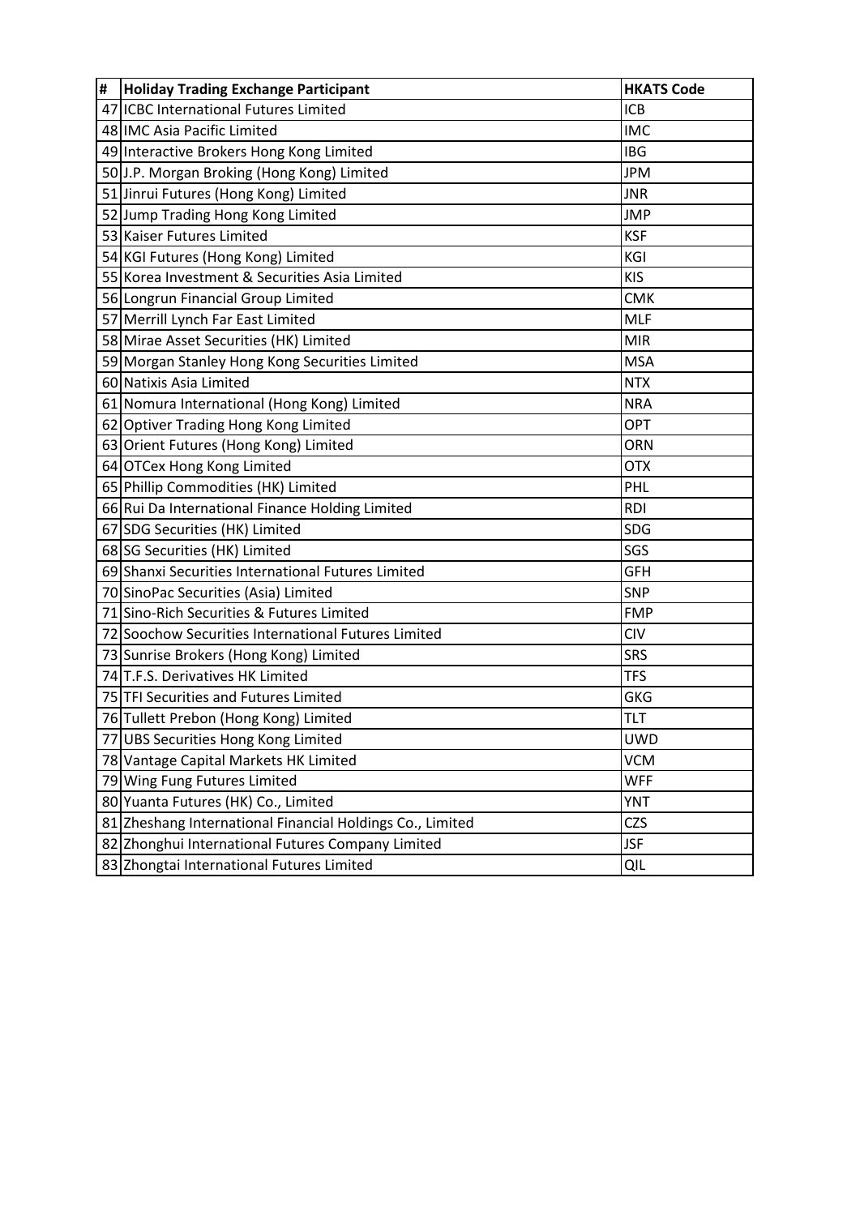| # | Holiday Trading Exchange Participant | HKATS Code |
|---|---|---|
| 47 | ICBC International Futures Limited | ICB |
| 48 | IMC Asia Pacific Limited | IMC |
| 49 | Interactive Brokers Hong Kong Limited | IBG |
| 50 | J.P. Morgan Broking (Hong Kong) Limited | JPM |
| 51 | Jinrui Futures (Hong Kong) Limited | JNR |
| 52 | Jump Trading Hong Kong Limited | JMP |
| 53 | Kaiser Futures Limited | KSF |
| 54 | KGI Futures (Hong Kong) Limited | KGI |
| 55 | Korea Investment & Securities Asia Limited | KIS |
| 56 | Longrun Financial Group Limited | CMK |
| 57 | Merrill Lynch Far East Limited | MLF |
| 58 | Mirae Asset Securities (HK) Limited | MIR |
| 59 | Morgan Stanley Hong Kong Securities Limited | MSA |
| 60 | Natixis Asia Limited | NTX |
| 61 | Nomura International (Hong Kong) Limited | NRA |
| 62 | Optiver Trading Hong Kong Limited | OPT |
| 63 | Orient Futures (Hong Kong) Limited | ORN |
| 64 | OTCex Hong Kong Limited | OTX |
| 65 | Phillip Commodities (HK) Limited | PHL |
| 66 | Rui Da International Finance Holding Limited | RDI |
| 67 | SDG Securities (HK) Limited | SDG |
| 68 | SG Securities (HK) Limited | SGS |
| 69 | Shanxi Securities International Futures Limited | GFH |
| 70 | SinoPac Securities (Asia) Limited | SNP |
| 71 | Sino-Rich Securities & Futures Limited | FMP |
| 72 | Soochow Securities International Futures Limited | CIV |
| 73 | Sunrise Brokers (Hong Kong) Limited | SRS |
| 74 | T.F.S. Derivatives HK Limited | TFS |
| 75 | TFI Securities and Futures Limited | GKG |
| 76 | Tullett Prebon (Hong Kong) Limited | TLT |
| 77 | UBS Securities Hong Kong Limited | UWD |
| 78 | Vantage Capital Markets HK Limited | VCM |
| 79 | Wing Fung Futures Limited | WFF |
| 80 | Yuanta Futures (HK) Co., Limited | YNT |
| 81 | Zheshang International Financial Holdings Co., Limited | CZS |
| 82 | Zhonghui International Futures Company Limited | JSF |
| 83 | Zhongtai International Futures Limited | QIL |